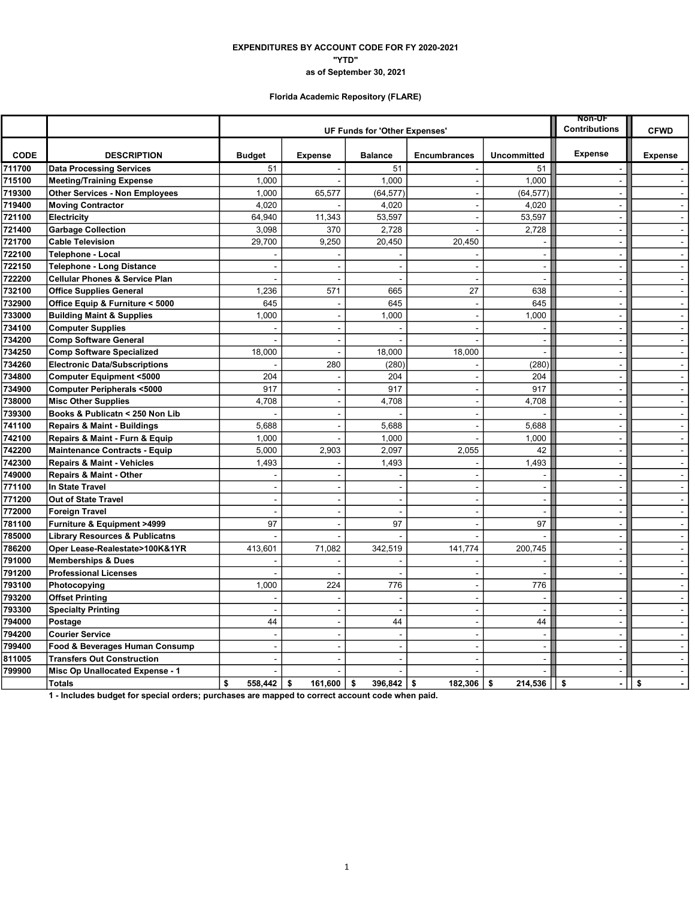**EXPENDITURES BY ACCOUNT CODE FOR FY 2020-2021**

**"YTD"**

**as of September 30, 2021**

**Florida Academic Repository (FLARE)**

| | | UF Funds for 'Other Expenses' | | | | | Non-UF Contributions | CFWD |
|---|---|---|---|---|---|---|---|---|
| **CODE** | **DESCRIPTION** | **Budget** | **Expense** | **Balance** | **Encumbrances** | **Uncommitted** | **Expense** | **Expense** |
| 711700 | Data Processing Services | 51 | - | 51 | - | 51 | - | - |
| 715100 | Meeting/Training Expense | 1,000 | - | 1,000 | - | 1,000 | - | - |
| 719300 | Other Services - Non Employees | 1,000 | 65,577 | (64,577) | - | (64,577) | - | - |
| 719400 | Moving Contractor | 4,020 | - | 4,020 | - | 4,020 | - | - |
| 721100 | Electricity | 64,940 | 11,343 | 53,597 | - | 53,597 | - | - |
| 721400 | Garbage Collection | 3,098 | 370 | 2,728 | - | 2,728 | - | - |
| 721700 | Cable Television | 29,700 | 9,250 | 20,450 | 20,450 | - | - | - |
| 722100 | Telephone - Local | - | - | - | - | - | - | - |
| 722150 | Telephone - Long Distance | - | - | - | - | - | - | - |
| 722200 | Cellular Phones & Service Plan | - | - | - | - | - | - | - |
| 732100 | Office Supplies General | 1,236 | 571 | 665 | 27 | 638 | - | - |
| 732900 | Office Equip & Furniture < 5000 | 645 | - | 645 | - | 645 | - | - |
| 733000 | Building Maint & Supplies | 1,000 | - | 1,000 | - | 1,000 | - | - |
| 734100 | Computer Supplies | - | - | - | - | - | - | - |
| 734200 | Comp Software General | - | - | - | - | - | - | - |
| 734250 | Comp Software Specialized | 18,000 | - | 18,000 | 18,000 | - | - | - |
| 734260 | Electronic Data/Subscriptions | - | 280 | (280) | - | (280) | - | - |
| 734800 | Computer Equipment <5000 | 204 | - | 204 | - | 204 | - | - |
| 734900 | Computer Peripherals <5000 | 917 | - | 917 | - | 917 | - | - |
| 738000 | Misc Other Supplies | 4,708 | - | 4,708 | - | 4,708 | - | - |
| 739300 | Books & Publicatn < 250 Non Lib | - | - | - | - | - | - | - |
| 741100 | Repairs & Maint - Buildings | 5,688 | - | 5,688 | - | 5,688 | - | - |
| 742100 | Repairs & Maint - Furn & Equip | 1,000 | - | 1,000 | - | 1,000 | - | - |
| 742200 | Maintenance Contracts - Equip | 5,000 | 2,903 | 2,097 | 2,055 | 42 | - | - |
| 742300 | Repairs & Maint - Vehicles | 1,493 | - | 1,493 | - | 1,493 | - | - |
| 749000 | Repairs & Maint - Other | - | - | - | - | - | - | - |
| 771100 | In State Travel | - | - | - | - | - | - | - |
| 771200 | Out of State Travel | - | - | - | - | - | - | - |
| 772000 | Foreign Travel | - | - | - | - | - | - | - |
| 781100 | Furniture & Equipment >4999 | 97 | - | 97 | - | 97 | - | - |
| 785000 | Library Resources & Publicatns | - | - | - | - | - | - | - |
| 786200 | Oper Lease-Realestate>100K&1YR | 413,601 | 71,082 | 342,519 | 141,774 | 200,745 | - | - |
| 791000 | Memberships & Dues | - | - | - | - | - | - | - |
| 791200 | Professional Licenses | - | - | - | - | - | - | - |
| 793100 | Photocopying | 1,000 | 224 | 776 | - | 776 | | - |
| 793200 | Offset Printing | - | - | - | - | - | - | - |
| 793300 | Specialty Printing | - | - | - | - | - | - | - |
| 794000 | Postage | 44 | - | 44 | - | 44 | - | - |
| 794200 | Courier Service | - | - | - | - | - | - | - |
| 799400 | Food & Beverages Human Consump | - | - | - | - | - | - | - |
| 811005 | Transfers Out Construction | - | - | - | - | - | - | - |
| 799900 | Misc Op Unallocated Expense - 1 | - | - | - | - | - | - | - |
| | **Totals** | **$ 558,442** | **$ 161,600** | **$ 396,842** | **$ 182,306** | **$ 214,536** | **$ -** | **$ -** |

**1 - Includes budget for special orders; purchases are mapped to correct account code when paid.**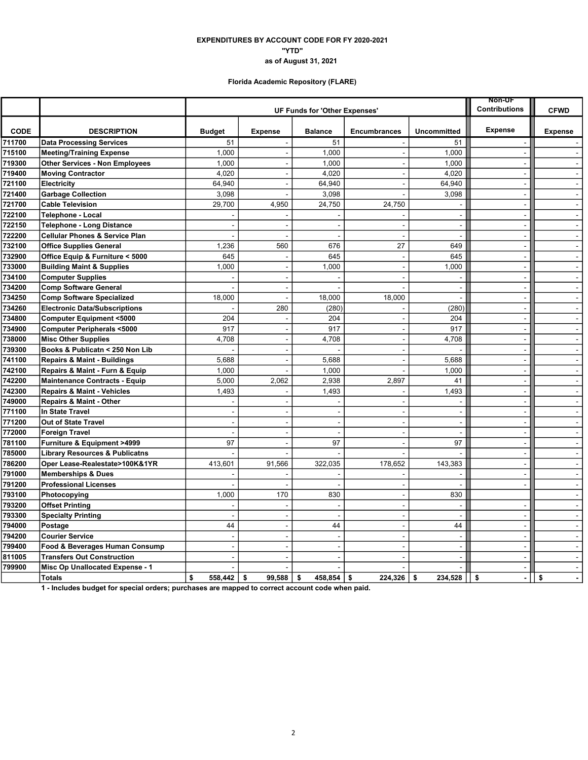**EXPENDITURES BY ACCOUNT CODE FOR FY 2020-2021**

**"YTD"**

**as of August 31, 2021**

**Florida Academic Repository (FLARE)**

| | | UF Funds for 'Other Expenses' | | | | | Non-UF Contributions | CFWD |
|---|---|---|---|---|---|---|---|---|
| **CODE** | **DESCRIPTION** | **Budget** | **Expense** | **Balance** | **Encumbrances** | **Uncommitted** | **Expense** | **Expense** |
| 711700 | Data Processing Services | 51 | - | 51 | - | 51 | - | - |
| 715100 | Meeting/Training Expense | 1,000 | - | 1,000 | - | 1,000 | - | - |
| 719300 | Other Services - Non Employees | 1,000 | - | 1,000 | - | 1,000 | - | - |
| 719400 | Moving Contractor | 4,020 | - | 4,020 | - | 4,020 | - | - |
| 721100 | Electricity | 64,940 | - | 64,940 | - | 64,940 | - | - |
| 721400 | Garbage Collection | 3,098 | - | 3,098 | - | 3,098 | - | - |
| 721700 | Cable Television | 29,700 | 4,950 | 24,750 | 24,750 | - | - | - |
| 722100 | Telephone - Local | - | - | - | - | - | - | - |
| 722150 | Telephone - Long Distance | - | - | - | - | - | - | - |
| 722200 | Cellular Phones & Service Plan | - | - | - | - | - | - | - |
| 732100 | Office Supplies General | 1,236 | 560 | 676 | 27 | 649 | - | - |
| 732900 | Office Equip & Furniture < 5000 | 645 | - | 645 | - | 645 | - | - |
| 733000 | Building Maint & Supplies | 1,000 | - | 1,000 | - | 1,000 | - | - |
| 734100 | Computer Supplies | - | - | - | - | - | - | - |
| 734200 | Comp Software General | - | - | - | - | - | - | - |
| 734250 | Comp Software Specialized | 18,000 | - | 18,000 | 18,000 | - | - | - |
| 734260 | Electronic Data/Subscriptions | - | 280 | (280) | - | (280) | - | - |
| 734800 | Computer Equipment <5000 | 204 | - | 204 | - | 204 | - | - |
| 734900 | Computer Peripherals <5000 | 917 | - | 917 | - | 917 | - | - |
| 738000 | Misc Other Supplies | 4,708 | - | 4,708 | - | 4,708 | - | - |
| 739300 | Books & Publicatn < 250 Non Lib | - | - | - | - | - | - | - |
| 741100 | Repairs & Maint - Buildings | 5,688 | - | 5,688 | - | 5,688 | - | - |
| 742100 | Repairs & Maint - Furn & Equip | 1,000 | - | 1,000 | - | 1,000 | - | - |
| 742200 | Maintenance Contracts - Equip | 5,000 | 2,062 | 2,938 | 2,897 | 41 | - | - |
| 742300 | Repairs & Maint - Vehicles | 1,493 | - | 1,493 | - | 1,493 | - | - |
| 749000 | Repairs & Maint - Other | - | - | - | - | - | - | - |
| 771100 | In State Travel | - | - | - | - | - | - | - |
| 771200 | Out of State Travel | - | - | - | - | - | - | - |
| 772000 | Foreign Travel | - | - | - | - | - | - | - |
| 781100 | Furniture & Equipment >4999 | 97 | - | 97 | - | 97 | - | - |
| 785000 | Library Resources & Publicatns | - | - | - | - | - | - | - |
| 786200 | Oper Lease-Realestate>100K&1YR | 413,601 | 91,566 | 322,035 | 178,652 | 143,383 | - | - |
| 791000 | Memberships & Dues | - | - | - | - | - | - | - |
| 791200 | Professional Licenses | - | - | - | - | - | - | - |
| 793100 | Photocopying | 1,000 | 170 | 830 | - | 830 | | - |
| 793200 | Offset Printing | - | - | - | - | - | - | - |
| 793300 | Specialty Printing | - | - | - | - | - | - | - |
| 794000 | Postage | 44 | - | 44 | - | 44 | - | - |
| 794200 | Courier Service | - | - | - | - | - | - | - |
| 799400 | Food & Beverages Human Consump | - | - | - | - | - | - | - |
| 811005 | Transfers Out Construction | - | - | - | - | - | - | - |
| 799900 | Misc Op Unallocated Expense - 1 | - | - | - | - | - | - | - |
| | **Totals** | **$ 558,442** | **$ 99,588** | **$ 458,854** | **$ 224,326** | **$ 234,528** | **$ -** | **$ -** |

**1 - Includes budget for special orders; purchases are mapped to correct account code when paid.**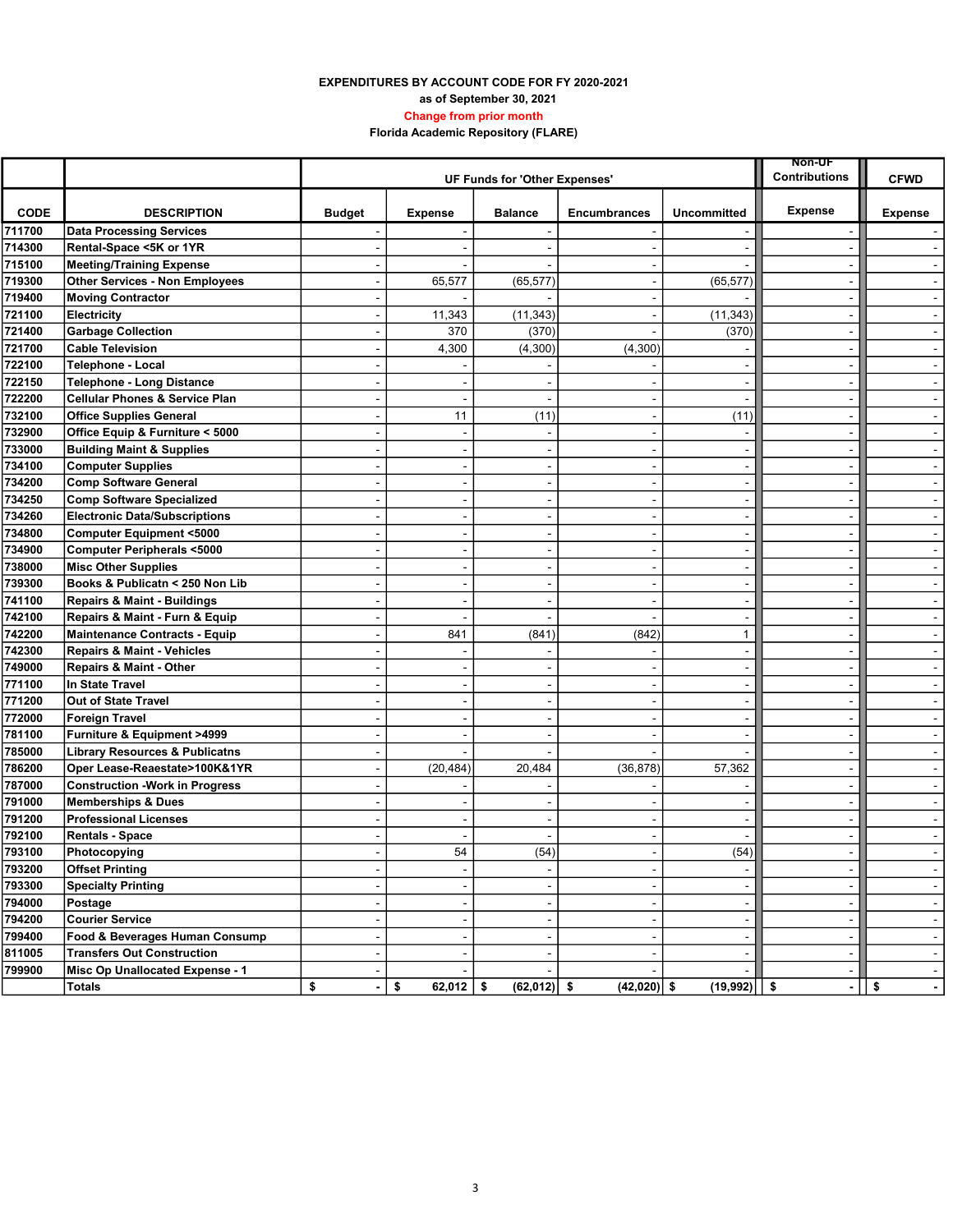**EXPENDITURES BY ACCOUNT CODE FOR FY 2020-2021**

**as of September 30, 2021**

**Change from prior month**

**Florida Academic Repository (FLARE)**

| | | UF Funds for 'Other Expenses' | | | | | Non-UF Contributions | CFWD |
|---|---|---|---|---|---|---|---|---|
| CODE | DESCRIPTION | Budget | Expense | Balance | Encumbrances | Uncommitted | Expense | Expense |
| 711700 | Data Processing Services | - | - | - | - | - | - | - |
| 714300 | Rental-Space <5K or 1YR | - | - | - | - | - | - | - |
| 715100 | Meeting/Training Expense | - | - | - | - | - | - | - |
| 719300 | Other Services - Non Employees | - | 65,577 | (65,577) | - | (65,577) | - | - |
| 719400 | Moving Contractor | - | - | - | - | - | - | - |
| 721100 | Electricity | - | 11,343 | (11,343) | - | (11,343) | - | - |
| 721400 | Garbage Collection | - | 370 | (370) | - | (370) | - | - |
| 721700 | Cable Television | - | 4,300 | (4,300) | (4,300) | - | - | - |
| 722100 | Telephone - Local | - | - | - | - | - | - | - |
| 722150 | Telephone - Long Distance | - | - | - | - | - | - | - |
| 722200 | Cellular Phones & Service Plan | - | - | - | - | - | - | - |
| 732100 | Office Supplies General | - | 11 | (11) | - | (11) | - | - |
| 732900 | Office Equip & Furniture < 5000 | - | - | - | - | - | - | - |
| 733000 | Building Maint & Supplies | - | - | - | - | - | - | - |
| 734100 | Computer Supplies | - | - | - | - | - | - | - |
| 734200 | Comp Software General | - | - | - | - | - | - | - |
| 734250 | Comp Software Specialized | - | - | - | - | - | - | - |
| 734260 | Electronic Data/Subscriptions | - | - | - | - | - | - | - |
| 734800 | Computer Equipment <5000 | - | - | - | - | - | - | - |
| 734900 | Computer Peripherals <5000 | - | - | - | - | - | - | - |
| 738000 | Misc Other Supplies | - | - | - | - | - | - | - |
| 739300 | Books & Publicatn < 250 Non Lib | - | - | - | - | - | - | - |
| 741100 | Repairs & Maint - Buildings | - | - | - | - | - | - | - |
| 742100 | Repairs & Maint - Furn & Equip | - | - | - | - | - | - | - |
| 742200 | Maintenance Contracts - Equip | - | 841 | (841) | (842) | 1 | - | - |
| 742300 | Repairs & Maint - Vehicles | - | - | - | - | - | - | - |
| 749000 | Repairs & Maint - Other | - | - | - | - | - | - | - |
| 771100 | In State Travel | - | - | - | - | - | - | - |
| 771200 | Out of State Travel | - | - | - | - | - | - | - |
| 772000 | Foreign Travel | - | - | - | - | - | - | - |
| 781100 | Furniture & Equipment >4999 | - | - | - | - | - | - | - |
| 785000 | Library Resources & Publicatns | - | - | - | - | - | - | - |
| 786200 | Oper Lease-Reaestate>100K&1YR | - | (20,484) | 20,484 | (36,878) | 57,362 | - | - |
| 787000 | Construction -Work in Progress | - | - | - | - | - | - | - |
| 791000 | Memberships & Dues | - | - | - | - | - | - | - |
| 791200 | Professional Licenses | - | - | - | - | - | - | - |
| 792100 | Rentals - Space | - | - | - | - | - | - | - |
| 793100 | Photocopying | - | 54 | (54) | - | (54) | - | - |
| 793200 | Offset Printing | - | - | - | - | - | - | - |
| 793300 | Specialty Printing | - | - | - | - | - | - | - |
| 794000 | Postage | - | - | - | - | - | - | - |
| 794200 | Courier Service | - | - | - | - | - | - | - |
| 799400 | Food & Beverages Human Consump | - | - | - | - | - | - | - |
| 811005 | Transfers Out Construction | - | - | - | - | - | - | - |
| 799900 | Misc Op Unallocated Expense - 1 | - | - | - | - | - | - | - |
| | **Totals** | **$ -** | **$ 62,012** | **$ (62,012)** | **$ (42,020)** | **$ (19,992)** | **$ -** | **$ -** |